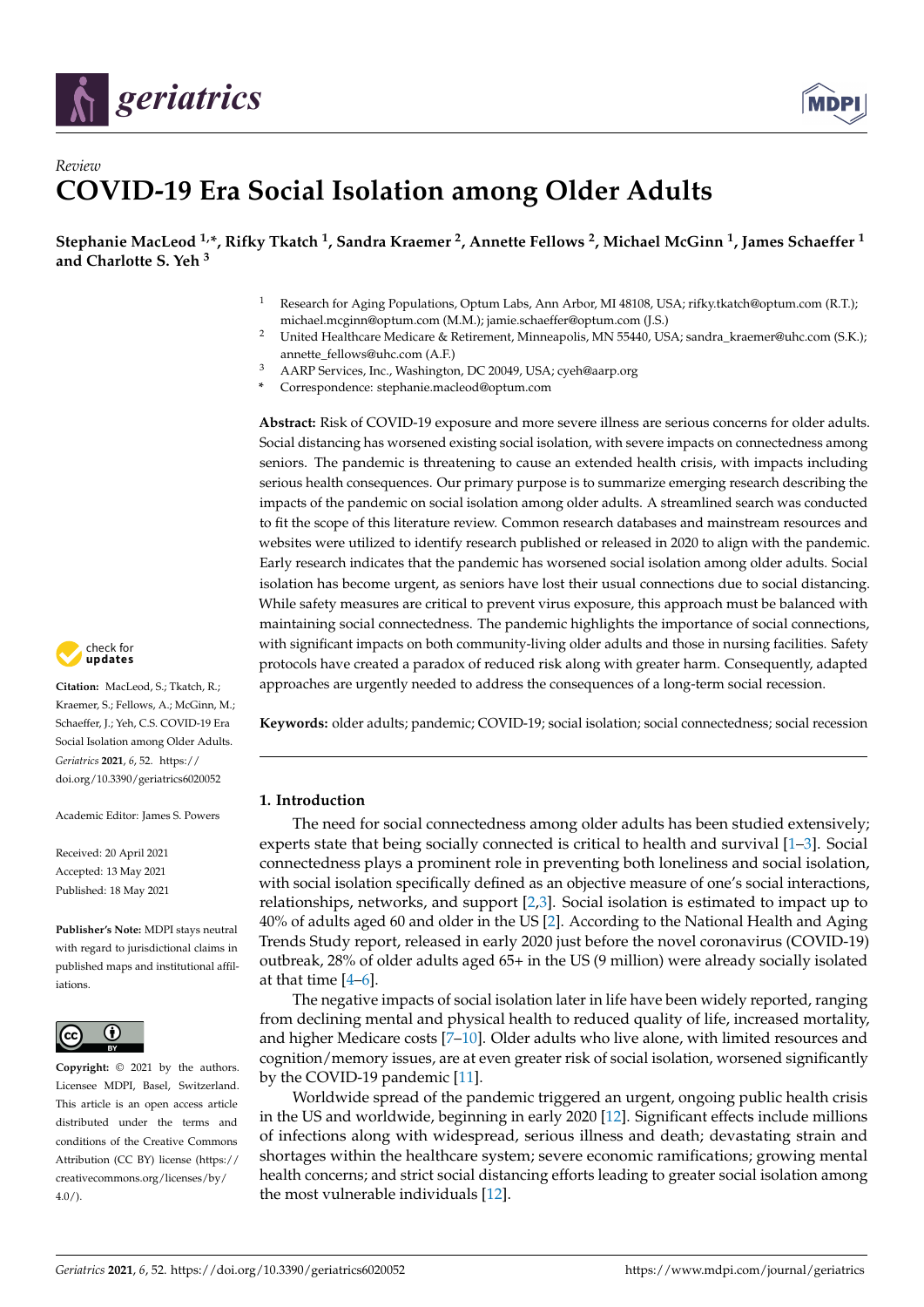Review

# COVID-19 Era Social Isolation among Older Adults

**Stephanie MacLeod [1,*], Rifky Tkatch [1], Sandra Kraemer [2], Annette Fellows [2], Michael McGinn [1], James Schaeffer [1] and Charlotte S. Yeh [3]**

[1] Research for Aging Populations, Optum Labs, Ann Arbor, MI 48108, USA; rifky.tkatch@optum.com (R.T.); michael.mcginn@optum.com (M.M.); jamie.schaeffer@optum.com (J.S.)

[2] United Healthcare Medicare & Retirement, Minneapolis, MN 55440, USA; sandra_kraemer@uhc.com (S.K.); annette_fellows@uhc.com (A.F.)

[3] AARP Services, Inc., Washington, DC 20049, USA; cyeh@aarp.org

* Correspondence: stephanie.macleod@optum.com

**Abstract:** Risk of COVID-19 exposure and more severe illness are serious concerns for older adults. Social distancing has worsened existing social isolation, with severe impacts on connectedness among seniors. The pandemic is threatening to cause an extended health crisis, with impacts including serious health consequences. Our primary purpose is to summarize emerging research describing the impacts of the pandemic on social isolation among older adults. A streamlined search was conducted to fit the scope of this literature review. Common research databases and mainstream resources and websites were utilized to identify research published or released in 2020 to align with the pandemic. Early research indicates that the pandemic has worsened social isolation among older adults. Social isolation has become urgent, as seniors have lost their usual connections due to social distancing. While safety measures are critical to prevent virus exposure, this approach must be balanced with maintaining social connectedness. The pandemic highlights the importance of social connections, with significant impacts on both community-living older adults and those in nursing facilities. Safety protocols have created a paradox of reduced risk along with greater harm. Consequently, adapted approaches are urgently needed to address the consequences of a long-term social recession.

**Keywords:** older adults; pandemic; COVID-19; social isolation; social connectedness; social recession

**Citation:** MacLeod, S.; Tkatch, R.; Kraemer, S.; Fellows, A.; McGinn, M.; Schaeffer, J.; Yeh, C.S. COVID-19 Era Social Isolation among Older Adults. *Geriatrics* **2021**, *6*, 52. https://doi.org/10.3390/geriatrics6020052

Academic Editor: James S. Powers

Received: 20 April 2021
Accepted: 13 May 2021
Published: 18 May 2021

**Publisher's Note:** MDPI stays neutral with regard to jurisdictional claims in published maps and institutional affiliations.

**Copyright:** © 2021 by the authors. Licensee MDPI, Basel, Switzerland. This article is an open access article distributed under the terms and conditions of the Creative Commons Attribution (CC BY) license (https://creativecommons.org/licenses/by/4.0/).

## 1. Introduction

The need for social connectedness among older adults has been studied extensively; experts state that being socially connected is critical to health and survival [1–3]. Social connectedness plays a prominent role in preventing both loneliness and social isolation, with social isolation specifically defined as an objective measure of one's social interactions, relationships, networks, and support [2,3]. Social isolation is estimated to impact up to 40% of adults aged 60 and older in the US [2]. According to the National Health and Aging Trends Study report, released in early 2020 just before the novel coronavirus (COVID-19) outbreak, 28% of older adults aged 65+ in the US (9 million) were already socially isolated at that time [4–6].

The negative impacts of social isolation later in life have been widely reported, ranging from declining mental and physical health to reduced quality of life, increased mortality, and higher Medicare costs [7–10]. Older adults who live alone, with limited resources and cognition/memory issues, are at even greater risk of social isolation, worsened significantly by the COVID-19 pandemic [11].

Worldwide spread of the pandemic triggered an urgent, ongoing public health crisis in the US and worldwide, beginning in early 2020 [12]. Significant effects include millions of infections along with widespread, serious illness and death; devastating strain and shortages within the healthcare system; severe economic ramifications; growing mental health concerns; and strict social distancing efforts leading to greater social isolation among the most vulnerable individuals [12].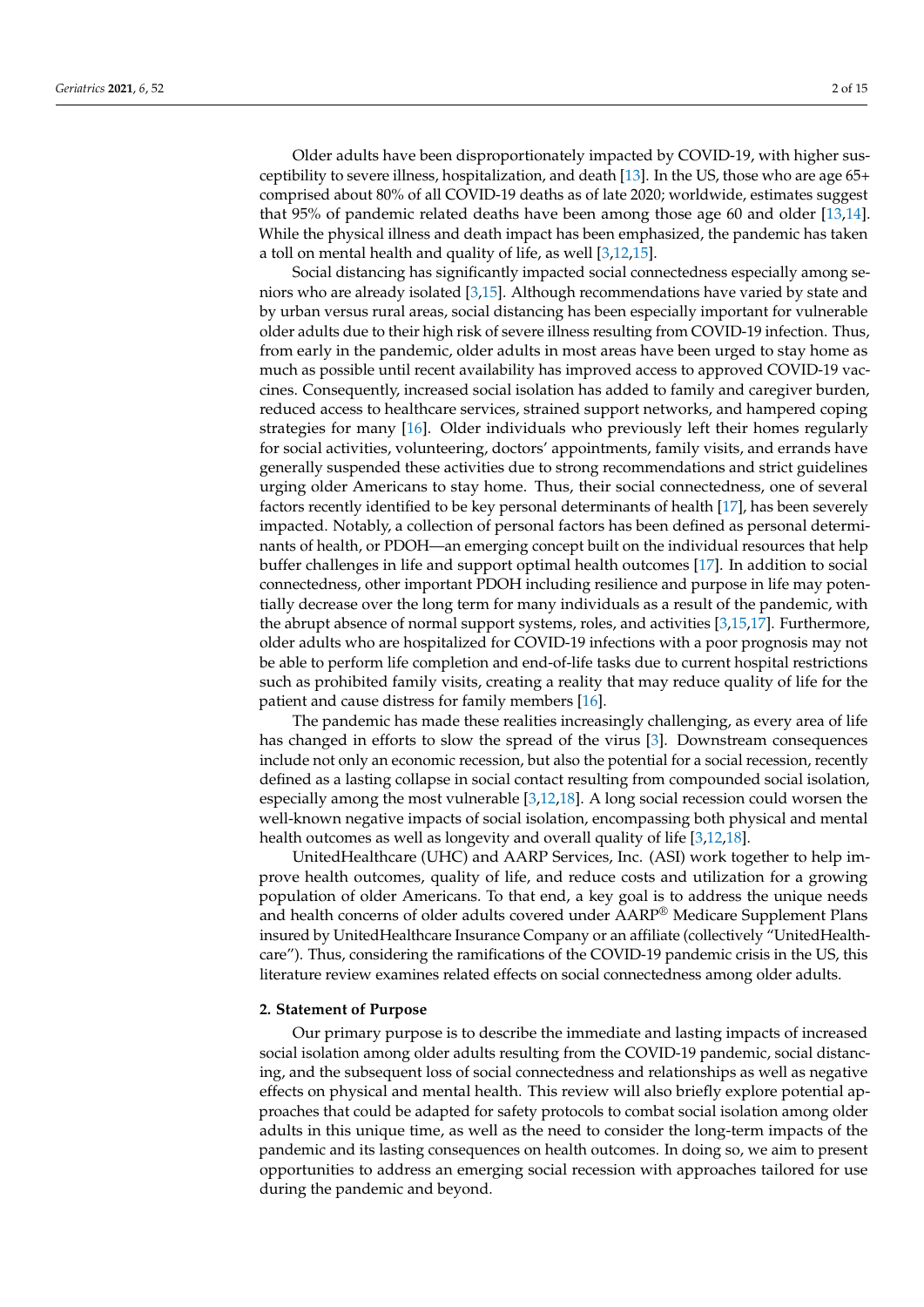Older adults have been disproportionately impacted by COVID-19, with higher susceptibility to severe illness, hospitalization, and death [13]. In the US, those who are age 65+ comprised about 80% of all COVID-19 deaths as of late 2020; worldwide, estimates suggest that 95% of pandemic related deaths have been among those age 60 and older [13,14]. While the physical illness and death impact has been emphasized, the pandemic has taken a toll on mental health and quality of life, as well [3,12,15].

Social distancing has significantly impacted social connectedness especially among seniors who are already isolated [3,15]. Although recommendations have varied by state and by urban versus rural areas, social distancing has been especially important for vulnerable older adults due to their high risk of severe illness resulting from COVID-19 infection. Thus, from early in the pandemic, older adults in most areas have been urged to stay home as much as possible until recent availability has improved access to approved COVID-19 vaccines. Consequently, increased social isolation has added to family and caregiver burden, reduced access to healthcare services, strained support networks, and hampered coping strategies for many [16]. Older individuals who previously left their homes regularly for social activities, volunteering, doctors' appointments, family visits, and errands have generally suspended these activities due to strong recommendations and strict guidelines urging older Americans to stay home. Thus, their social connectedness, one of several factors recently identified to be key personal determinants of health [17], has been severely impacted. Notably, a collection of personal factors has been defined as personal determinants of health, or PDOH—an emerging concept built on the individual resources that help buffer challenges in life and support optimal health outcomes [17]. In addition to social connectedness, other important PDOH including resilience and purpose in life may potentially decrease over the long term for many individuals as a result of the pandemic, with the abrupt absence of normal support systems, roles, and activities [3,15,17]. Furthermore, older adults who are hospitalized for COVID-19 infections with a poor prognosis may not be able to perform life completion and end-of-life tasks due to current hospital restrictions such as prohibited family visits, creating a reality that may reduce quality of life for the patient and cause distress for family members [16].

The pandemic has made these realities increasingly challenging, as every area of life has changed in efforts to slow the spread of the virus [3]. Downstream consequences include not only an economic recession, but also the potential for a social recession, recently defined as a lasting collapse in social contact resulting from compounded social isolation, especially among the most vulnerable [3,12,18]. A long social recession could worsen the well-known negative impacts of social isolation, encompassing both physical and mental health outcomes as well as longevity and overall quality of life [3,12,18].

UnitedHealthcare (UHC) and AARP Services, Inc. (ASI) work together to help improve health outcomes, quality of life, and reduce costs and utilization for a growing population of older Americans. To that end, a key goal is to address the unique needs and health concerns of older adults covered under AARP® Medicare Supplement Plans insured by UnitedHealthcare Insurance Company or an affiliate (collectively "UnitedHealthcare"). Thus, considering the ramifications of the COVID-19 pandemic crisis in the US, this literature review examines related effects on social connectedness among older adults.

## 2. Statement of Purpose

Our primary purpose is to describe the immediate and lasting impacts of increased social isolation among older adults resulting from the COVID-19 pandemic, social distancing, and the subsequent loss of social connectedness and relationships as well as negative effects on physical and mental health. This review will also briefly explore potential approaches that could be adapted for safety protocols to combat social isolation among older adults in this unique time, as well as the need to consider the long-term impacts of the pandemic and its lasting consequences on health outcomes. In doing so, we aim to present opportunities to address an emerging social recession with approaches tailored for use during the pandemic and beyond.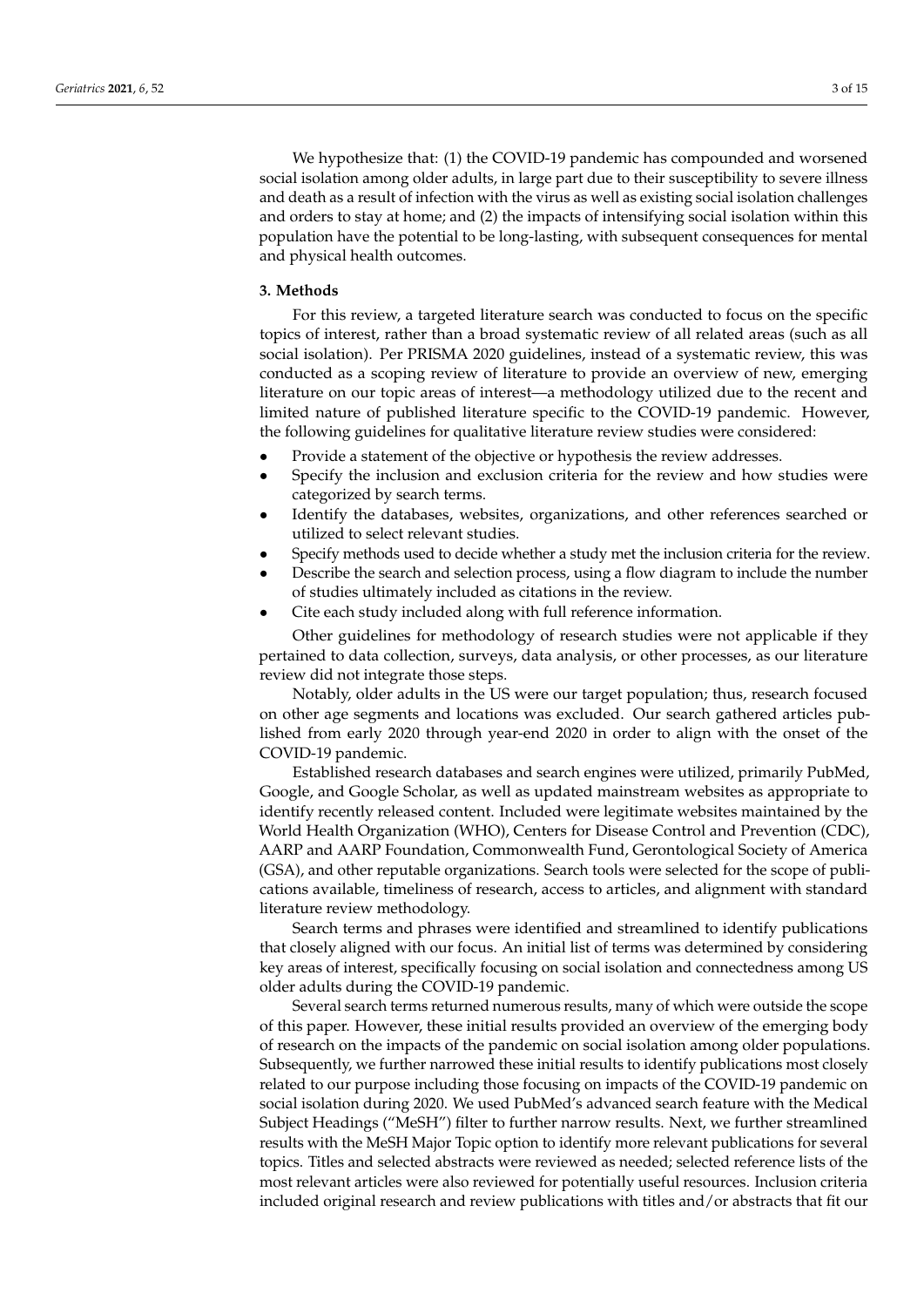We hypothesize that: (1) the COVID-19 pandemic has compounded and worsened social isolation among older adults, in large part due to their susceptibility to severe illness and death as a result of infection with the virus as well as existing social isolation challenges and orders to stay at home; and (2) the impacts of intensifying social isolation within this population have the potential to be long-lasting, with subsequent consequences for mental and physical health outcomes.

## 3. Methods

For this review, a targeted literature search was conducted to focus on the specific topics of interest, rather than a broad systematic review of all related areas (such as all social isolation). Per PRISMA 2020 guidelines, instead of a systematic review, this was conducted as a scoping review of literature to provide an overview of new, emerging literature on our topic areas of interest—a methodology utilized due to the recent and limited nature of published literature specific to the COVID-19 pandemic. However, the following guidelines for qualitative literature review studies were considered:

- Provide a statement of the objective or hypothesis the review addresses.
- Specify the inclusion and exclusion criteria for the review and how studies were categorized by search terms.
- Identify the databases, websites, organizations, and other references searched or utilized to select relevant studies.
- Specify methods used to decide whether a study met the inclusion criteria for the review.
- Describe the search and selection process, using a flow diagram to include the number of studies ultimately included as citations in the review.
- Cite each study included along with full reference information.

Other guidelines for methodology of research studies were not applicable if they pertained to data collection, surveys, data analysis, or other processes, as our literature review did not integrate those steps.

Notably, older adults in the US were our target population; thus, research focused on other age segments and locations was excluded. Our search gathered articles published from early 2020 through year-end 2020 in order to align with the onset of the COVID-19 pandemic.

Established research databases and search engines were utilized, primarily PubMed, Google, and Google Scholar, as well as updated mainstream websites as appropriate to identify recently released content. Included were legitimate websites maintained by the World Health Organization (WHO), Centers for Disease Control and Prevention (CDC), AARP and AARP Foundation, Commonwealth Fund, Gerontological Society of America (GSA), and other reputable organizations. Search tools were selected for the scope of publications available, timeliness of research, access to articles, and alignment with standard literature review methodology.

Search terms and phrases were identified and streamlined to identify publications that closely aligned with our focus. An initial list of terms was determined by considering key areas of interest, specifically focusing on social isolation and connectedness among US older adults during the COVID-19 pandemic.

Several search terms returned numerous results, many of which were outside the scope of this paper. However, these initial results provided an overview of the emerging body of research on the impacts of the pandemic on social isolation among older populations. Subsequently, we further narrowed these initial results to identify publications most closely related to our purpose including those focusing on impacts of the COVID-19 pandemic on social isolation during 2020. We used PubMed's advanced search feature with the Medical Subject Headings ("MeSH") filter to further narrow results. Next, we further streamlined results with the MeSH Major Topic option to identify more relevant publications for several topics. Titles and selected abstracts were reviewed as needed; selected reference lists of the most relevant articles were also reviewed for potentially useful resources. Inclusion criteria included original research and review publications with titles and/or abstracts that fit our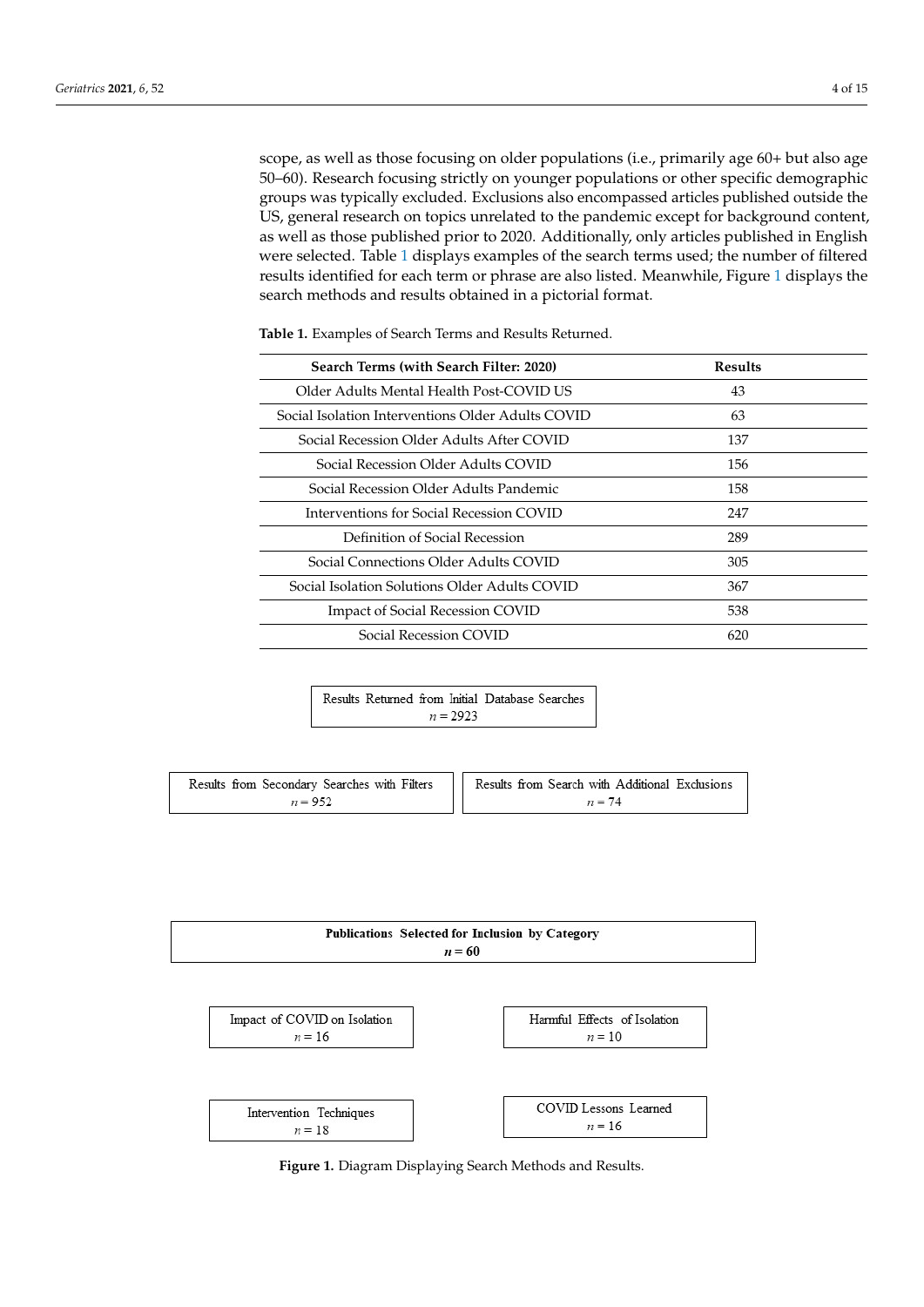scope, as well as those focusing on older populations (i.e., primarily age 60+ but also age 50–60). Research focusing strictly on younger populations or other specific demographic groups was typically excluded. Exclusions also encompassed articles published outside the US, general research on topics unrelated to the pandemic except for background content, as well as those published prior to 2020. Additionally, only articles published in English were selected. Table 1 displays examples of the search terms used; the number of filtered results identified for each term or phrase are also listed. Meanwhile, Figure 1 displays the search methods and results obtained in a pictorial format.

**Table 1.** Examples of Search Terms and Results Returned.

| Search Terms (with Search Filter: 2020) | Results |
|---|---|
| Older Adults Mental Health Post-COVID US | 43 |
| Social Isolation Interventions Older Adults COVID | 63 |
| Social Recession Older Adults After COVID | 137 |
| Social Recession Older Adults COVID | 156 |
| Social Recession Older Adults Pandemic | 158 |
| Interventions for Social Recession COVID | 247 |
| Definition of Social Recession | 289 |
| Social Connections Older Adults COVID | 305 |
| Social Isolation Solutions Older Adults COVID | 367 |
| Impact of Social Recession COVID | 538 |
| Social Recession COVID | 620 |

Results Returned from Initial Database Searches
$n = 2923$

Results from Secondary Searches with Filters
$n = 952$

Results from Search with Additional Exclusions
$n = 74$

**Publications Selected for Inclusion by Category**
$n = 60$

Impact of COVID on Isolation
$n = 16$

Harmful Effects of Isolation
$n = 10$

Intervention Techniques
$n = 18$

COVID Lessons Learned
$n = 16$

**Figure 1.** Diagram Displaying Search Methods and Results.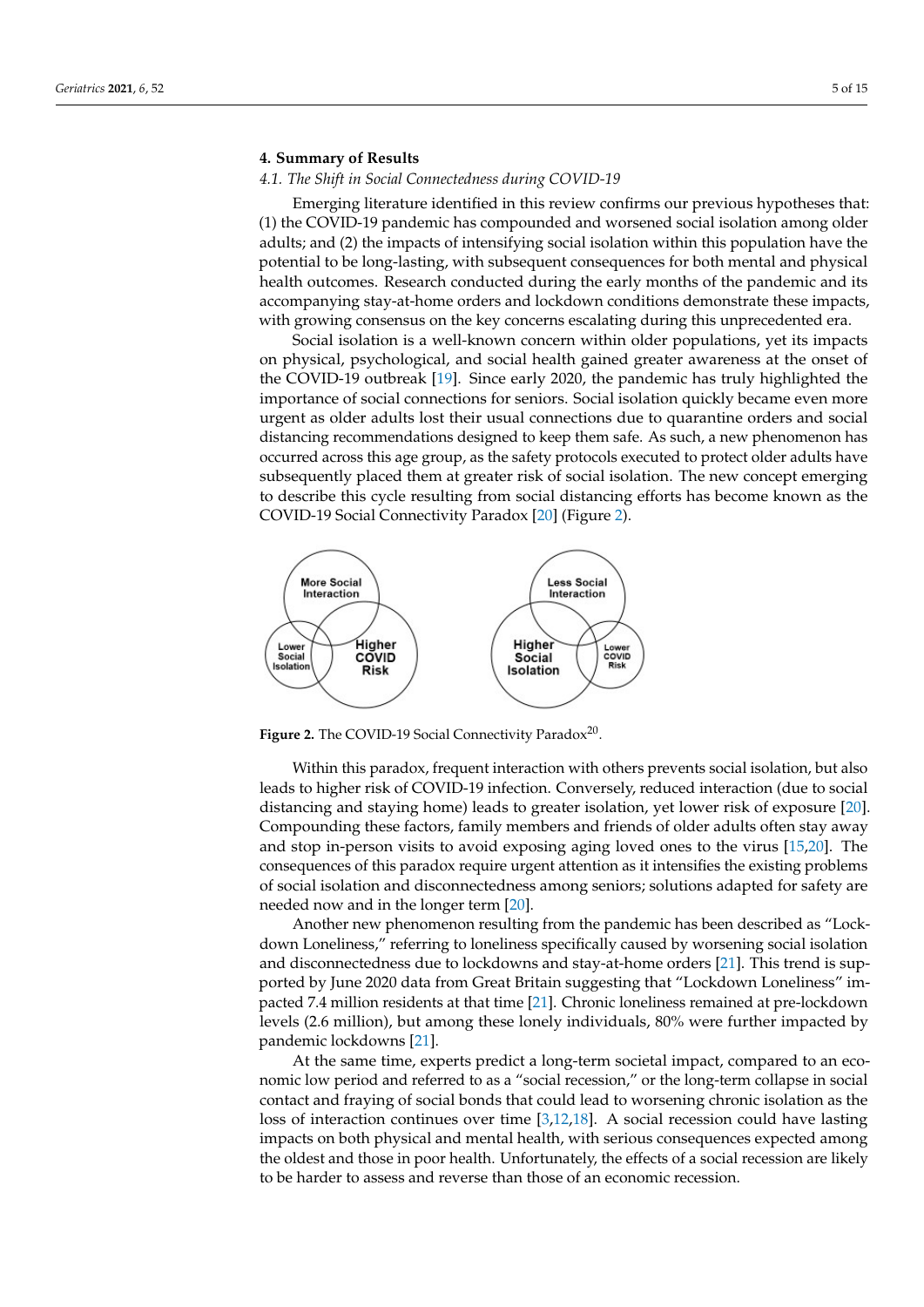## 4. Summary of Results

### *4.1. The Shift in Social Connectedness during COVID-19*

Emerging literature identified in this review confirms our previous hypotheses that: (1) the COVID-19 pandemic has compounded and worsened social isolation among older adults; and (2) the impacts of intensifying social isolation within this population have the potential to be long-lasting, with subsequent consequences for both mental and physical health outcomes. Research conducted during the early months of the pandemic and its accompanying stay-at-home orders and lockdown conditions demonstrate these impacts, with growing consensus on the key concerns escalating during this unprecedented era.

Social isolation is a well-known concern within older populations, yet its impacts on physical, psychological, and social health gained greater awareness at the onset of the COVID-19 outbreak [19]. Since early 2020, the pandemic has truly highlighted the importance of social connections for seniors. Social isolation quickly became even more urgent as older adults lost their usual connections due to quarantine orders and social distancing recommendations designed to keep them safe. As such, a new phenomenon has occurred across this age group, as the safety protocols executed to protect older adults have subsequently placed them at greater risk of social isolation. The new concept emerging to describe this cycle resulting from social distancing efforts has become known as the COVID-19 Social Connectivity Paradox [20] (Figure 2).

**Figure 2.** The COVID-19 Social Connectivity Paradox[20].

Within this paradox, frequent interaction with others prevents social isolation, but also leads to higher risk of COVID-19 infection. Conversely, reduced interaction (due to social distancing and staying home) leads to greater isolation, yet lower risk of exposure [20]. Compounding these factors, family members and friends of older adults often stay away and stop in-person visits to avoid exposing aging loved ones to the virus [15,20]. The consequences of this paradox require urgent attention as it intensifies the existing problems of social isolation and disconnectedness among seniors; solutions adapted for safety are needed now and in the longer term [20].

Another new phenomenon resulting from the pandemic has been described as "Lockdown Loneliness," referring to loneliness specifically caused by worsening social isolation and disconnectedness due to lockdowns and stay-at-home orders [21]. This trend is supported by June 2020 data from Great Britain suggesting that "Lockdown Loneliness" impacted 7.4 million residents at that time [21]. Chronic loneliness remained at pre-lockdown levels (2.6 million), but among these lonely individuals, 80% were further impacted by pandemic lockdowns [21].

At the same time, experts predict a long-term societal impact, compared to an economic low period and referred to as a "social recession," or the long-term collapse in social contact and fraying of social bonds that could lead to worsening chronic isolation as the loss of interaction continues over time [3,12,18]. A social recession could have lasting impacts on both physical and mental health, with serious consequences expected among the oldest and those in poor health. Unfortunately, the effects of a social recession are likely to be harder to assess and reverse than those of an economic recession.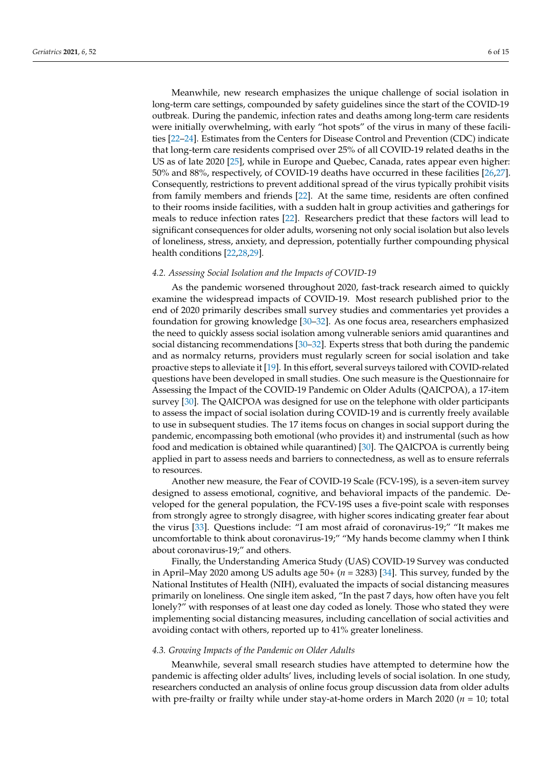Meanwhile, new research emphasizes the unique challenge of social isolation in long-term care settings, compounded by safety guidelines since the start of the COVID-19 outbreak. During the pandemic, infection rates and deaths among long-term care residents were initially overwhelming, with early "hot spots" of the virus in many of these facilities [22–24]. Estimates from the Centers for Disease Control and Prevention (CDC) indicate that long-term care residents comprised over 25% of all COVID-19 related deaths in the US as of late 2020 [25], while in Europe and Quebec, Canada, rates appear even higher: 50% and 88%, respectively, of COVID-19 deaths have occurred in these facilities [26,27]. Consequently, restrictions to prevent additional spread of the virus typically prohibit visits from family members and friends [22]. At the same time, residents are often confined to their rooms inside facilities, with a sudden halt in group activities and gatherings for meals to reduce infection rates [22]. Researchers predict that these factors will lead to significant consequences for older adults, worsening not only social isolation but also levels of loneliness, stress, anxiety, and depression, potentially further compounding physical health conditions [22,28,29].

### *4.2. Assessing Social Isolation and the Impacts of COVID-19*

As the pandemic worsened throughout 2020, fast-track research aimed to quickly examine the widespread impacts of COVID-19. Most research published prior to the end of 2020 primarily describes small survey studies and commentaries yet provides a foundation for growing knowledge [30–32]. As one focus area, researchers emphasized the need to quickly assess social isolation among vulnerable seniors amid quarantines and social distancing recommendations [30–32]. Experts stress that both during the pandemic and as normalcy returns, providers must regularly screen for social isolation and take proactive steps to alleviate it [19]. In this effort, several surveys tailored with COVID-related questions have been developed in small studies. One such measure is the Questionnaire for Assessing the Impact of the COVID-19 Pandemic on Older Adults (QAICPOA), a 17-item survey [30]. The QAICPOA was designed for use on the telephone with older participants to assess the impact of social isolation during COVID-19 and is currently freely available to use in subsequent studies. The 17 items focus on changes in social support during the pandemic, encompassing both emotional (who provides it) and instrumental (such as how food and medication is obtained while quarantined) [30]. The QAICPOA is currently being applied in part to assess needs and barriers to connectedness, as well as to ensure referrals to resources.

Another new measure, the Fear of COVID-19 Scale (FCV-19S), is a seven-item survey designed to assess emotional, cognitive, and behavioral impacts of the pandemic. Developed for the general population, the FCV-19S uses a five-point scale with responses from strongly agree to strongly disagree, with higher scores indicating greater fear about the virus [33]. Questions include: "I am most afraid of coronavirus-19;" "It makes me uncomfortable to think about coronavirus-19;" "My hands become clammy when I think about coronavirus-19;" and others.

Finally, the Understanding America Study (UAS) COVID-19 Survey was conducted in April–May 2020 among US adults age 50+ ($n$ = 3283) [34]. This survey, funded by the National Institutes of Health (NIH), evaluated the impacts of social distancing measures primarily on loneliness. One single item asked, "In the past 7 days, how often have you felt lonely?" with responses of at least one day coded as lonely. Those who stated they were implementing social distancing measures, including cancellation of social activities and avoiding contact with others, reported up to 41% greater loneliness.

### *4.3. Growing Impacts of the Pandemic on Older Adults*

Meanwhile, several small research studies have attempted to determine how the pandemic is affecting older adults' lives, including levels of social isolation. In one study, researchers conducted an analysis of online focus group discussion data from older adults with pre-frailty or frailty while under stay-at-home orders in March 2020 ($n$ = 10; total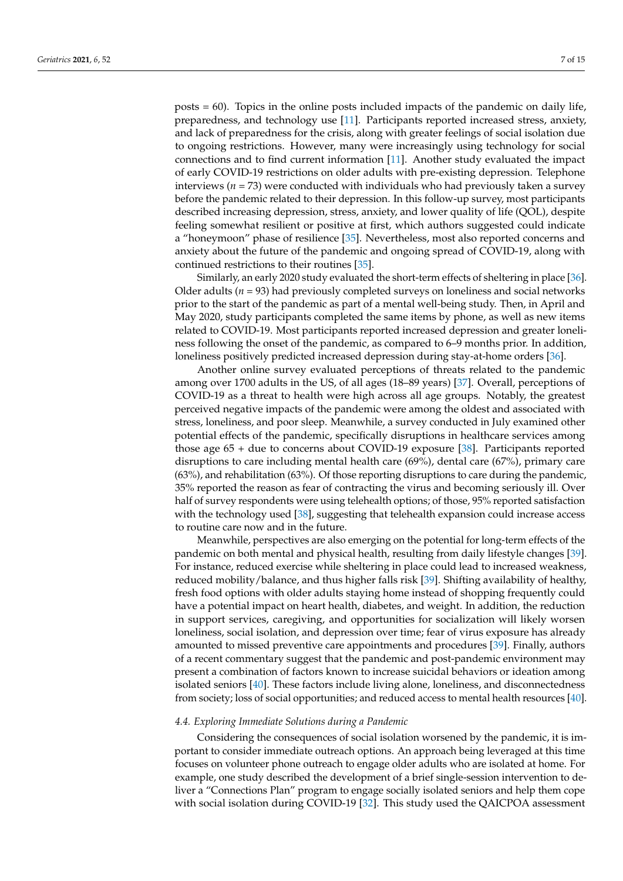posts = 60). Topics in the online posts included impacts of the pandemic on daily life, preparedness, and technology use [11]. Participants reported increased stress, anxiety, and lack of preparedness for the crisis, along with greater feelings of social isolation due to ongoing restrictions. However, many were increasingly using technology for social connections and to find current information [11]. Another study evaluated the impact of early COVID-19 restrictions on older adults with pre-existing depression. Telephone interviews ($n$ = 73) were conducted with individuals who had previously taken a survey before the pandemic related to their depression. In this follow-up survey, most participants described increasing depression, stress, anxiety, and lower quality of life (QOL), despite feeling somewhat resilient or positive at first, which authors suggested could indicate a "honeymoon" phase of resilience [35]. Nevertheless, most also reported concerns and anxiety about the future of the pandemic and ongoing spread of COVID-19, along with continued restrictions to their routines [35].

Similarly, an early 2020 study evaluated the short-term effects of sheltering in place [36]. Older adults ($n$ = 93) had previously completed surveys on loneliness and social networks prior to the start of the pandemic as part of a mental well-being study. Then, in April and May 2020, study participants completed the same items by phone, as well as new items related to COVID-19. Most participants reported increased depression and greater loneliness following the onset of the pandemic, as compared to 6–9 months prior. In addition, loneliness positively predicted increased depression during stay-at-home orders [36].

Another online survey evaluated perceptions of threats related to the pandemic among over 1700 adults in the US, of all ages (18–89 years) [37]. Overall, perceptions of COVID-19 as a threat to health were high across all age groups. Notably, the greatest perceived negative impacts of the pandemic were among the oldest and associated with stress, loneliness, and poor sleep. Meanwhile, a survey conducted in July examined other potential effects of the pandemic, specifically disruptions in healthcare services among those age 65 + due to concerns about COVID-19 exposure [38]. Participants reported disruptions to care including mental health care (69%), dental care (67%), primary care (63%), and rehabilitation (63%). Of those reporting disruptions to care during the pandemic, 35% reported the reason as fear of contracting the virus and becoming seriously ill. Over half of survey respondents were using telehealth options; of those, 95% reported satisfaction with the technology used [38], suggesting that telehealth expansion could increase access to routine care now and in the future.

Meanwhile, perspectives are also emerging on the potential for long-term effects of the pandemic on both mental and physical health, resulting from daily lifestyle changes [39]. For instance, reduced exercise while sheltering in place could lead to increased weakness, reduced mobility/balance, and thus higher falls risk [39]. Shifting availability of healthy, fresh food options with older adults staying home instead of shopping frequently could have a potential impact on heart health, diabetes, and weight. In addition, the reduction in support services, caregiving, and opportunities for socialization will likely worsen loneliness, social isolation, and depression over time; fear of virus exposure has already amounted to missed preventive care appointments and procedures [39]. Finally, authors of a recent commentary suggest that the pandemic and post-pandemic environment may present a combination of factors known to increase suicidal behaviors or ideation among isolated seniors [40]. These factors include living alone, loneliness, and disconnectedness from society; loss of social opportunities; and reduced access to mental health resources [40].

### *4.4. Exploring Immediate Solutions during a Pandemic*

Considering the consequences of social isolation worsened by the pandemic, it is important to consider immediate outreach options. An approach being leveraged at this time focuses on volunteer phone outreach to engage older adults who are isolated at home. For example, one study described the development of a brief single-session intervention to deliver a "Connections Plan" program to engage socially isolated seniors and help them cope with social isolation during COVID-19 [32]. This study used the QAICPOA assessment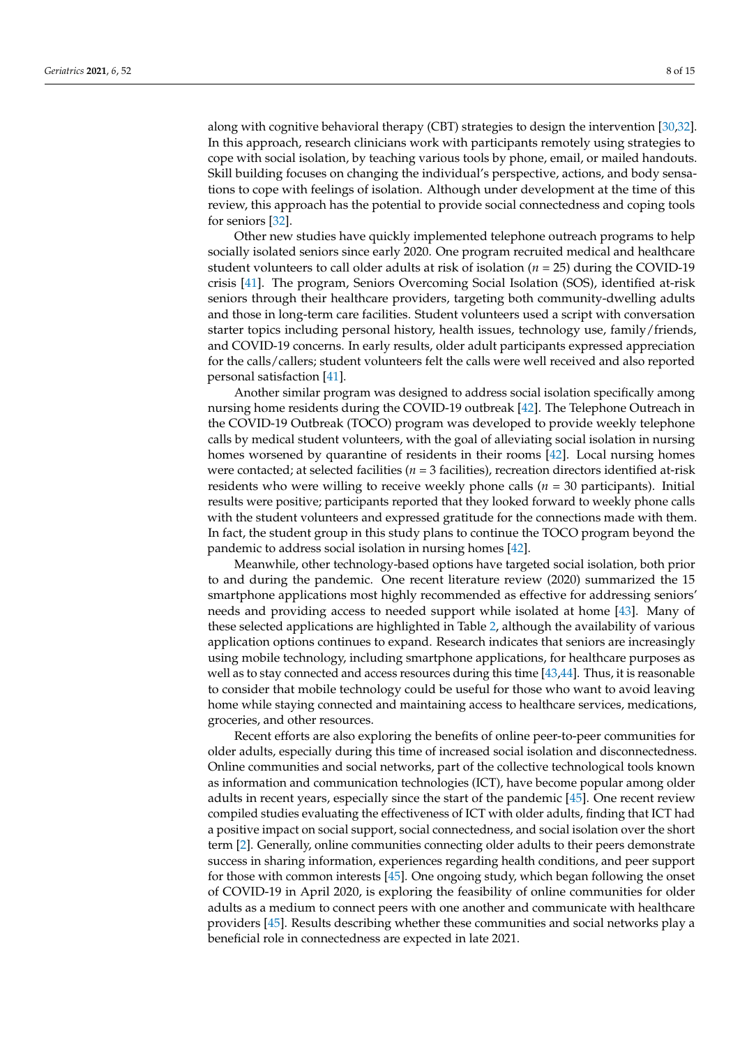along with cognitive behavioral therapy (CBT) strategies to design the intervention [30,32]. In this approach, research clinicians work with participants remotely using strategies to cope with social isolation, by teaching various tools by phone, email, or mailed handouts. Skill building focuses on changing the individual's perspective, actions, and body sensations to cope with feelings of isolation. Although under development at the time of this review, this approach has the potential to provide social connectedness and coping tools for seniors [32].

Other new studies have quickly implemented telephone outreach programs to help socially isolated seniors since early 2020. One program recruited medical and healthcare student volunteers to call older adults at risk of isolation ($n$ = 25) during the COVID-19 crisis [41]. The program, Seniors Overcoming Social Isolation (SOS), identified at-risk seniors through their healthcare providers, targeting both community-dwelling adults and those in long-term care facilities. Student volunteers used a script with conversation starter topics including personal history, health issues, technology use, family/friends, and COVID-19 concerns. In early results, older adult participants expressed appreciation for the calls/callers; student volunteers felt the calls were well received and also reported personal satisfaction [41].

Another similar program was designed to address social isolation specifically among nursing home residents during the COVID-19 outbreak [42]. The Telephone Outreach in the COVID-19 Outbreak (TOCO) program was developed to provide weekly telephone calls by medical student volunteers, with the goal of alleviating social isolation in nursing homes worsened by quarantine of residents in their rooms [42]. Local nursing homes were contacted; at selected facilities ($n$ = 3 facilities), recreation directors identified at-risk residents who were willing to receive weekly phone calls ($n$ = 30 participants). Initial results were positive; participants reported that they looked forward to weekly phone calls with the student volunteers and expressed gratitude for the connections made with them. In fact, the student group in this study plans to continue the TOCO program beyond the pandemic to address social isolation in nursing homes [42].

Meanwhile, other technology-based options have targeted social isolation, both prior to and during the pandemic. One recent literature review (2020) summarized the 15 smartphone applications most highly recommended as effective for addressing seniors' needs and providing access to needed support while isolated at home [43]. Many of these selected applications are highlighted in Table 2, although the availability of various application options continues to expand. Research indicates that seniors are increasingly using mobile technology, including smartphone applications, for healthcare purposes as well as to stay connected and access resources during this time [43,44]. Thus, it is reasonable to consider that mobile technology could be useful for those who want to avoid leaving home while staying connected and maintaining access to healthcare services, medications, groceries, and other resources.

Recent efforts are also exploring the benefits of online peer-to-peer communities for older adults, especially during this time of increased social isolation and disconnectedness. Online communities and social networks, part of the collective technological tools known as information and communication technologies (ICT), have become popular among older adults in recent years, especially since the start of the pandemic [45]. One recent review compiled studies evaluating the effectiveness of ICT with older adults, finding that ICT had a positive impact on social support, social connectedness, and social isolation over the short term [2]. Generally, online communities connecting older adults to their peers demonstrate success in sharing information, experiences regarding health conditions, and peer support for those with common interests [45]. One ongoing study, which began following the onset of COVID-19 in April 2020, is exploring the feasibility of online communities for older adults as a medium to connect peers with one another and communicate with healthcare providers [45]. Results describing whether these communities and social networks play a beneficial role in connectedness are expected in late 2021.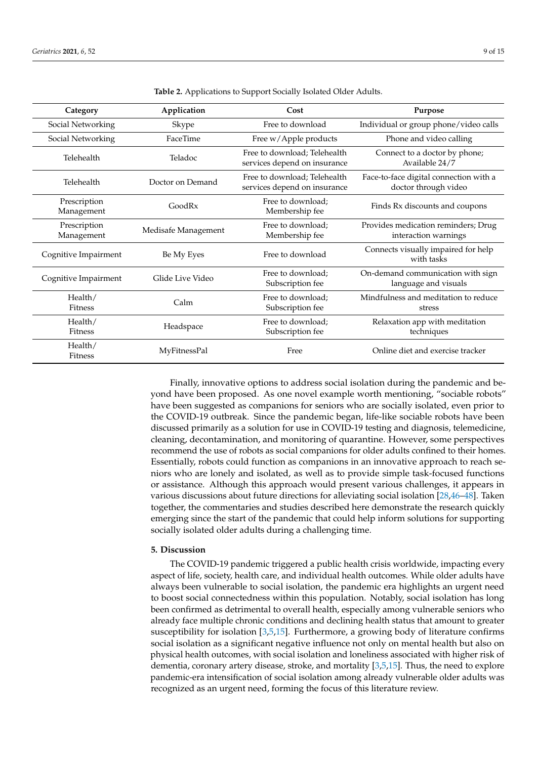**Table 2.** Applications to Support Socially Isolated Older Adults.

| Category | Application | Cost | Purpose |
|---|---|---|---|
| Social Networking | Skype | Free to download | Individual or group phone/video calls |
| Social Networking | FaceTime | Free w/Apple products | Phone and video calling |
| Telehealth | Teladoc | Free to download; Telehealth services depend on insurance | Connect to a doctor by phone; Available 24/7 |
| Telehealth | Doctor on Demand | Free to download; Telehealth services depend on insurance | Face-to-face digital connection with a doctor through video |
| Prescription Management | GoodRx | Free to download; Membership fee | Finds Rx discounts and coupons |
| Prescription Management | Medisafe Management | Free to download; Membership fee | Provides medication reminders; Drug interaction warnings |
| Cognitive Impairment | Be My Eyes | Free to download | Connects visually impaired for help with tasks |
| Cognitive Impairment | Glide Live Video | Free to download; Subscription fee | On-demand communication with sign language and visuals |
| Health/ Fitness | Calm | Free to download; Subscription fee | Mindfulness and meditation to reduce stress |
| Health/ Fitness | Headspace | Free to download; Subscription fee | Relaxation app with meditation techniques |
| Health/ Fitness | MyFitnessPal | Free | Online diet and exercise tracker |

Finally, innovative options to address social isolation during the pandemic and beyond have been proposed. As one novel example worth mentioning, "sociable robots" have been suggested as companions for seniors who are socially isolated, even prior to the COVID-19 outbreak. Since the pandemic began, life-like sociable robots have been discussed primarily as a solution for use in COVID-19 testing and diagnosis, telemedicine, cleaning, decontamination, and monitoring of quarantine. However, some perspectives recommend the use of robots as social companions for older adults confined to their homes. Essentially, robots could function as companions in an innovative approach to reach seniors who are lonely and isolated, as well as to provide simple task-focused functions or assistance. Although this approach would present various challenges, it appears in various discussions about future directions for alleviating social isolation [28,46–48]. Taken together, the commentaries and studies described here demonstrate the research quickly emerging since the start of the pandemic that could help inform solutions for supporting socially isolated older adults during a challenging time.

## 5. Discussion

The COVID-19 pandemic triggered a public health crisis worldwide, impacting every aspect of life, society, health care, and individual health outcomes. While older adults have always been vulnerable to social isolation, the pandemic era highlights an urgent need to boost social connectedness within this population. Notably, social isolation has long been confirmed as detrimental to overall health, especially among vulnerable seniors who already face multiple chronic conditions and declining health status that amount to greater susceptibility for isolation [3,5,15]. Furthermore, a growing body of literature confirms social isolation as a significant negative influence not only on mental health but also on physical health outcomes, with social isolation and loneliness associated with higher risk of dementia, coronary artery disease, stroke, and mortality [3,5,15]. Thus, the need to explore pandemic-era intensification of social isolation among already vulnerable older adults was recognized as an urgent need, forming the focus of this literature review.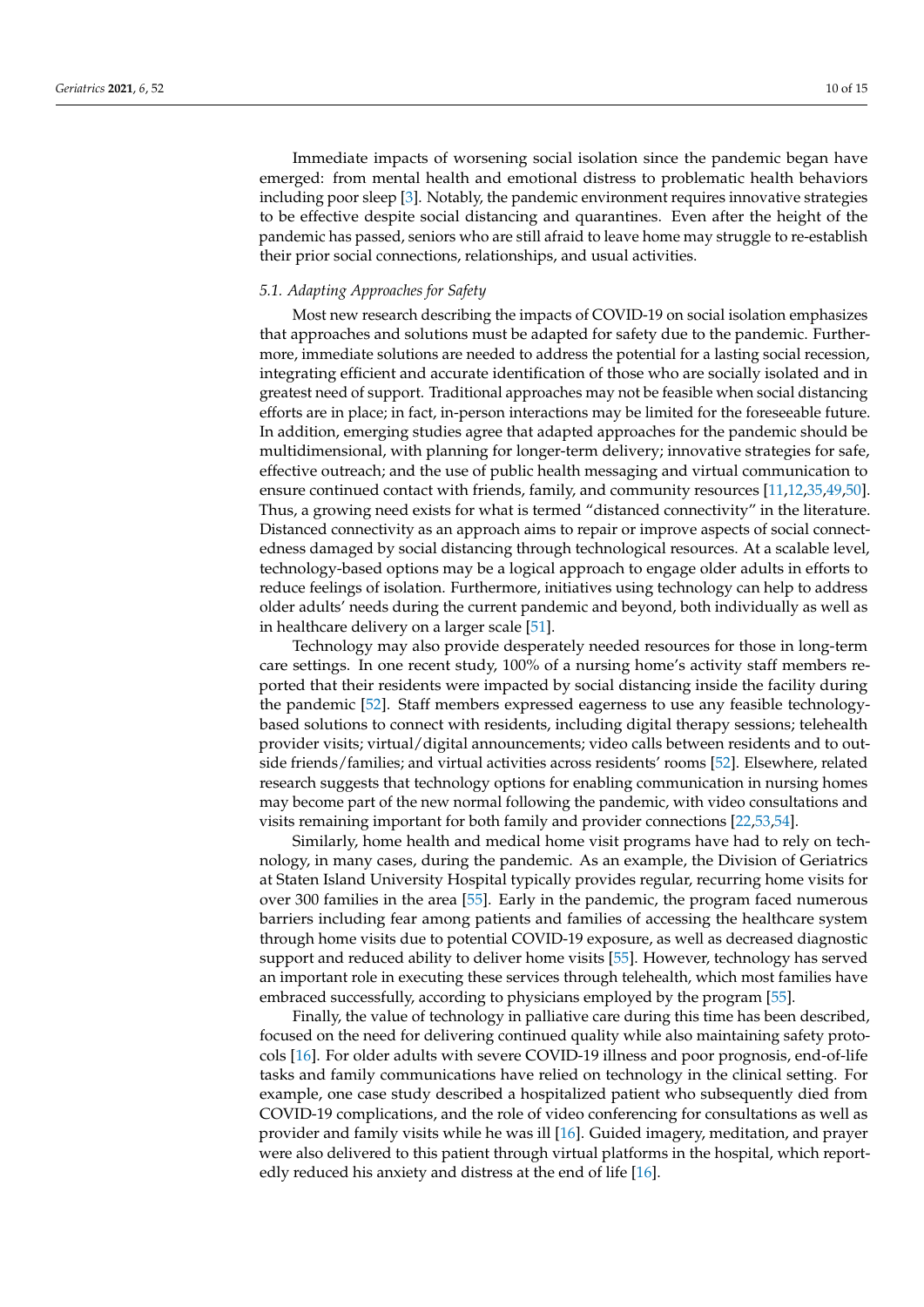Immediate impacts of worsening social isolation since the pandemic began have emerged: from mental health and emotional distress to problematic health behaviors including poor sleep [3]. Notably, the pandemic environment requires innovative strategies to be effective despite social distancing and quarantines. Even after the height of the pandemic has passed, seniors who are still afraid to leave home may struggle to re-establish their prior social connections, relationships, and usual activities.

### 5.1. Adapting Approaches for Safety

Most new research describing the impacts of COVID-19 on social isolation emphasizes that approaches and solutions must be adapted for safety due to the pandemic. Furthermore, immediate solutions are needed to address the potential for a lasting social recession, integrating efficient and accurate identification of those who are socially isolated and in greatest need of support. Traditional approaches may not be feasible when social distancing efforts are in place; in fact, in-person interactions may be limited for the foreseeable future. In addition, emerging studies agree that adapted approaches for the pandemic should be multidimensional, with planning for longer-term delivery; innovative strategies for safe, effective outreach; and the use of public health messaging and virtual communication to ensure continued contact with friends, family, and community resources [11,12,35,49,50]. Thus, a growing need exists for what is termed "distanced connectivity" in the literature. Distanced connectivity as an approach aims to repair or improve aspects of social connectedness damaged by social distancing through technological resources. At a scalable level, technology-based options may be a logical approach to engage older adults in efforts to reduce feelings of isolation. Furthermore, initiatives using technology can help to address older adults' needs during the current pandemic and beyond, both individually as well as in healthcare delivery on a larger scale [51].

Technology may also provide desperately needed resources for those in long-term care settings. In one recent study, 100% of a nursing home's activity staff members reported that their residents were impacted by social distancing inside the facility during the pandemic [52]. Staff members expressed eagerness to use any feasible technology-based solutions to connect with residents, including digital therapy sessions; telehealth provider visits; virtual/digital announcements; video calls between residents and to outside friends/families; and virtual activities across residents' rooms [52]. Elsewhere, related research suggests that technology options for enabling communication in nursing homes may become part of the new normal following the pandemic, with video consultations and visits remaining important for both family and provider connections [22,53,54].

Similarly, home health and medical home visit programs have had to rely on technology, in many cases, during the pandemic. As an example, the Division of Geriatrics at Staten Island University Hospital typically provides regular, recurring home visits for over 300 families in the area [55]. Early in the pandemic, the program faced numerous barriers including fear among patients and families of accessing the healthcare system through home visits due to potential COVID-19 exposure, as well as decreased diagnostic support and reduced ability to deliver home visits [55]. However, technology has served an important role in executing these services through telehealth, which most families have embraced successfully, according to physicians employed by the program [55].

Finally, the value of technology in palliative care during this time has been described, focused on the need for delivering continued quality while also maintaining safety protocols [16]. For older adults with severe COVID-19 illness and poor prognosis, end-of-life tasks and family communications have relied on technology in the clinical setting. For example, one case study described a hospitalized patient who subsequently died from COVID-19 complications, and the role of video conferencing for consultations as well as provider and family visits while he was ill [16]. Guided imagery, meditation, and prayer were also delivered to this patient through virtual platforms in the hospital, which reportedly reduced his anxiety and distress at the end of life [16].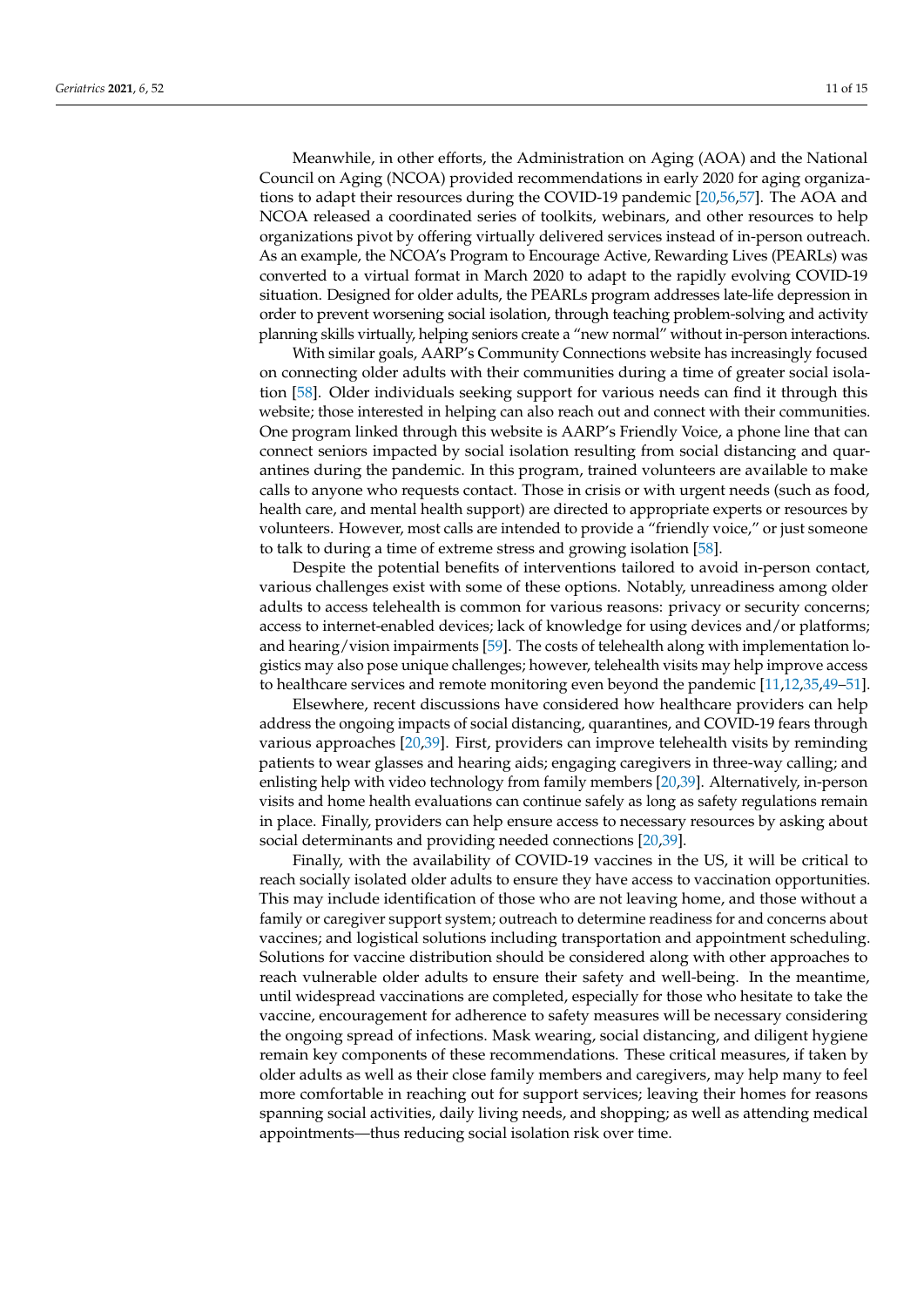Meanwhile, in other efforts, the Administration on Aging (AOA) and the National Council on Aging (NCOA) provided recommendations in early 2020 for aging organizations to adapt their resources during the COVID-19 pandemic [20,56,57]. The AOA and NCOA released a coordinated series of toolkits, webinars, and other resources to help organizations pivot by offering virtually delivered services instead of in-person outreach. As an example, the NCOA's Program to Encourage Active, Rewarding Lives (PEARLs) was converted to a virtual format in March 2020 to adapt to the rapidly evolving COVID-19 situation. Designed for older adults, the PEARLs program addresses late-life depression in order to prevent worsening social isolation, through teaching problem-solving and activity planning skills virtually, helping seniors create a "new normal" without in-person interactions.

With similar goals, AARP's Community Connections website has increasingly focused on connecting older adults with their communities during a time of greater social isolation [58]. Older individuals seeking support for various needs can find it through this website; those interested in helping can also reach out and connect with their communities. One program linked through this website is AARP's Friendly Voice, a phone line that can connect seniors impacted by social isolation resulting from social distancing and quarantines during the pandemic. In this program, trained volunteers are available to make calls to anyone who requests contact. Those in crisis or with urgent needs (such as food, health care, and mental health support) are directed to appropriate experts or resources by volunteers. However, most calls are intended to provide a "friendly voice," or just someone to talk to during a time of extreme stress and growing isolation [58].

Despite the potential benefits of interventions tailored to avoid in-person contact, various challenges exist with some of these options. Notably, unreadiness among older adults to access telehealth is common for various reasons: privacy or security concerns; access to internet-enabled devices; lack of knowledge for using devices and/or platforms; and hearing/vision impairments [59]. The costs of telehealth along with implementation logistics may also pose unique challenges; however, telehealth visits may help improve access to healthcare services and remote monitoring even beyond the pandemic [11,12,35,49–51].

Elsewhere, recent discussions have considered how healthcare providers can help address the ongoing impacts of social distancing, quarantines, and COVID-19 fears through various approaches [20,39]. First, providers can improve telehealth visits by reminding patients to wear glasses and hearing aids; engaging caregivers in three-way calling; and enlisting help with video technology from family members [20,39]. Alternatively, in-person visits and home health evaluations can continue safely as long as safety regulations remain in place. Finally, providers can help ensure access to necessary resources by asking about social determinants and providing needed connections [20,39].

Finally, with the availability of COVID-19 vaccines in the US, it will be critical to reach socially isolated older adults to ensure they have access to vaccination opportunities. This may include identification of those who are not leaving home, and those without a family or caregiver support system; outreach to determine readiness for and concerns about vaccines; and logistical solutions including transportation and appointment scheduling. Solutions for vaccine distribution should be considered along with other approaches to reach vulnerable older adults to ensure their safety and well-being. In the meantime, until widespread vaccinations are completed, especially for those who hesitate to take the vaccine, encouragement for adherence to safety measures will be necessary considering the ongoing spread of infections. Mask wearing, social distancing, and diligent hygiene remain key components of these recommendations. These critical measures, if taken by older adults as well as their close family members and caregivers, may help many to feel more comfortable in reaching out for support services; leaving their homes for reasons spanning social activities, daily living needs, and shopping; as well as attending medical appointments—thus reducing social isolation risk over time.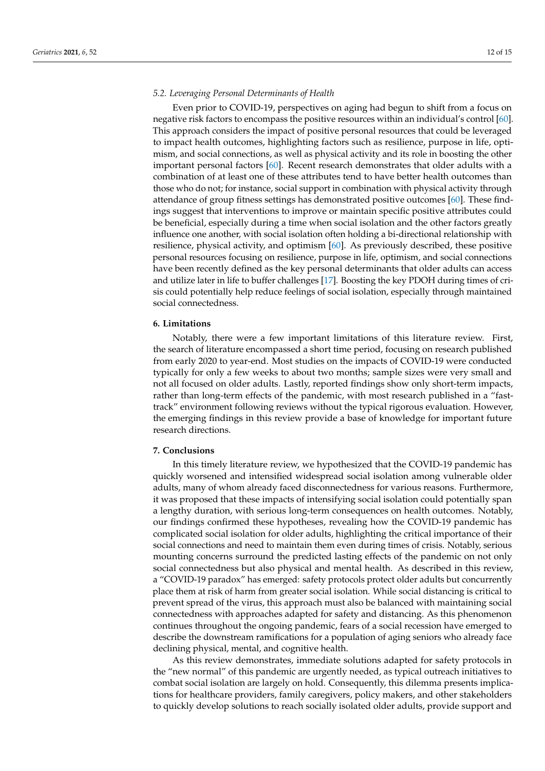### 5.2. Leveraging Personal Determinants of Health

Even prior to COVID-19, perspectives on aging had begun to shift from a focus on negative risk factors to encompass the positive resources within an individual's control [60]. This approach considers the impact of positive personal resources that could be leveraged to impact health outcomes, highlighting factors such as resilience, purpose in life, optimism, and social connections, as well as physical activity and its role in boosting the other important personal factors [60]. Recent research demonstrates that older adults with a combination of at least one of these attributes tend to have better health outcomes than those who do not; for instance, social support in combination with physical activity through attendance of group fitness settings has demonstrated positive outcomes [60]. These findings suggest that interventions to improve or maintain specific positive attributes could be beneficial, especially during a time when social isolation and the other factors greatly influence one another, with social isolation often holding a bi-directional relationship with resilience, physical activity, and optimism [60]. As previously described, these positive personal resources focusing on resilience, purpose in life, optimism, and social connections have been recently defined as the key personal determinants that older adults can access and utilize later in life to buffer challenges [17]. Boosting the key PDOH during times of crisis could potentially help reduce feelings of social isolation, especially through maintained social connectedness.

## 6. Limitations

Notably, there were a few important limitations of this literature review. First, the search of literature encompassed a short time period, focusing on research published from early 2020 to year-end. Most studies on the impacts of COVID-19 were conducted typically for only a few weeks to about two months; sample sizes were very small and not all focused on older adults. Lastly, reported findings show only short-term impacts, rather than long-term effects of the pandemic, with most research published in a "fast-track" environment following reviews without the typical rigorous evaluation. However, the emerging findings in this review provide a base of knowledge for important future research directions.

## 7. Conclusions

In this timely literature review, we hypothesized that the COVID-19 pandemic has quickly worsened and intensified widespread social isolation among vulnerable older adults, many of whom already faced disconnectedness for various reasons. Furthermore, it was proposed that these impacts of intensifying social isolation could potentially span a lengthy duration, with serious long-term consequences on health outcomes. Notably, our findings confirmed these hypotheses, revealing how the COVID-19 pandemic has complicated social isolation for older adults, highlighting the critical importance of their social connections and need to maintain them even during times of crisis. Notably, serious mounting concerns surround the predicted lasting effects of the pandemic on not only social connectedness but also physical and mental health. As described in this review, a "COVID-19 paradox" has emerged: safety protocols protect older adults but concurrently place them at risk of harm from greater social isolation. While social distancing is critical to prevent spread of the virus, this approach must also be balanced with maintaining social connectedness with approaches adapted for safety and distancing. As this phenomenon continues throughout the ongoing pandemic, fears of a social recession have emerged to describe the downstream ramifications for a population of aging seniors who already face declining physical, mental, and cognitive health.

As this review demonstrates, immediate solutions adapted for safety protocols in the "new normal" of this pandemic are urgently needed, as typical outreach initiatives to combat social isolation are largely on hold. Consequently, this dilemma presents implications for healthcare providers, family caregivers, policy makers, and other stakeholders to quickly develop solutions to reach socially isolated older adults, provide support and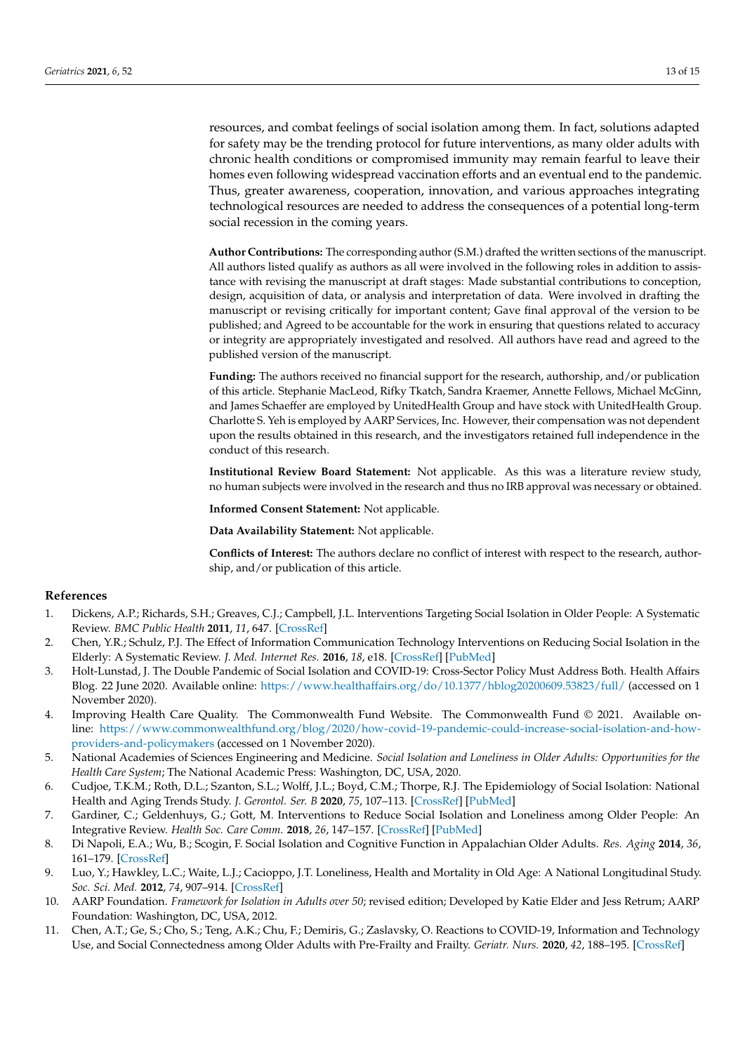resources, and combat feelings of social isolation among them. In fact, solutions adapted for safety may be the trending protocol for future interventions, as many older adults with chronic health conditions or compromised immunity may remain fearful to leave their homes even following widespread vaccination efforts and an eventual end to the pandemic. Thus, greater awareness, cooperation, innovation, and various approaches integrating technological resources are needed to address the consequences of a potential long-term social recession in the coming years.

**Author Contributions:** The corresponding author (S.M.) drafted the written sections of the manuscript. All authors listed qualify as authors as all were involved in the following roles in addition to assistance with revising the manuscript at draft stages: Made substantial contributions to conception, design, acquisition of data, or analysis and interpretation of data. Were involved in drafting the manuscript or revising critically for important content; Gave final approval of the version to be published; and Agreed to be accountable for the work in ensuring that questions related to accuracy or integrity are appropriately investigated and resolved. All authors have read and agreed to the published version of the manuscript.

**Funding:** The authors received no financial support for the research, authorship, and/or publication of this article. Stephanie MacLeod, Rifky Tkatch, Sandra Kraemer, Annette Fellows, Michael McGinn, and James Schaeffer are employed by UnitedHealth Group and have stock with UnitedHealth Group. Charlotte S. Yeh is employed by AARP Services, Inc. However, their compensation was not dependent upon the results obtained in this research, and the investigators retained full independence in the conduct of this research.

**Institutional Review Board Statement:** Not applicable. As this was a literature review study, no human subjects were involved in the research and thus no IRB approval was necessary or obtained.

**Informed Consent Statement:** Not applicable.

**Data Availability Statement:** Not applicable.

**Conflicts of Interest:** The authors declare no conflict of interest with respect to the research, authorship, and/or publication of this article.

## References

1. Dickens, A.P.; Richards, S.H.; Greaves, C.J.; Campbell, J.L. Interventions Targeting Social Isolation in Older People: A Systematic Review. *BMC Public Health* **2011**, *11*, 647. [CrossRef]
2. Chen, Y.R.; Schulz, P.J. The Effect of Information Communication Technology Interventions on Reducing Social Isolation in the Elderly: A Systematic Review. *J. Med. Internet Res.* **2016**, *18*, e18. [CrossRef] [PubMed]
3. Holt-Lunstad, J. The Double Pandemic of Social Isolation and COVID-19: Cross-Sector Policy Must Address Both. Health Affairs Blog. 22 June 2020. Available online: https://www.healthaffairs.org/do/10.1377/hblog20200609.53823/full/ (accessed on 1 November 2020).
4. Improving Health Care Quality. The Commonwealth Fund Website. The Commonwealth Fund © 2021. Available online: https://www.commonwealthfund.org/blog/2020/how-covid-19-pandemic-could-increase-social-isolation-and-how-providers-and-policymakers (accessed on 1 November 2020).
5. National Academies of Sciences Engineering and Medicine. *Social Isolation and Loneliness in Older Adults: Opportunities for the Health Care System*; The National Academic Press: Washington, DC, USA, 2020.
6. Cudjoe, T.K.M.; Roth, D.L.; Szanton, S.L.; Wolff, J.L.; Boyd, C.M.; Thorpe, R.J. The Epidemiology of Social Isolation: National Health and Aging Trends Study. *J. Gerontol. Ser. B* **2020**, *75*, 107–113. [CrossRef] [PubMed]
7. Gardiner, C.; Geldenhuys, G.; Gott, M. Interventions to Reduce Social Isolation and Loneliness among Older People: An Integrative Review. *Health Soc. Care Comm.* **2018**, *26*, 147–157. [CrossRef] [PubMed]
8. Di Napoli, E.A.; Wu, B.; Scogin, F. Social Isolation and Cognitive Function in Appalachian Older Adults. *Res. Aging* **2014**, *36*, 161–179. [CrossRef]
9. Luo, Y.; Hawkley, L.C.; Waite, L.J.; Cacioppo, J.T. Loneliness, Health and Mortality in Old Age: A National Longitudinal Study. *Soc. Sci. Med.* **2012**, *74*, 907–914. [CrossRef]
10. AARP Foundation. *Framework for Isolation in Adults over 50*; revised edition; Developed by Katie Elder and Jess Retrum; AARP Foundation: Washington, DC, USA, 2012.
11. Chen, A.T.; Ge, S.; Cho, S.; Teng, A.K.; Chu, F.; Demiris, G.; Zaslavsky, O. Reactions to COVID-19, Information and Technology Use, and Social Connectedness among Older Adults with Pre-Frailty and Frailty. *Geriatr. Nurs.* **2020**, *42*, 188–195. [CrossRef]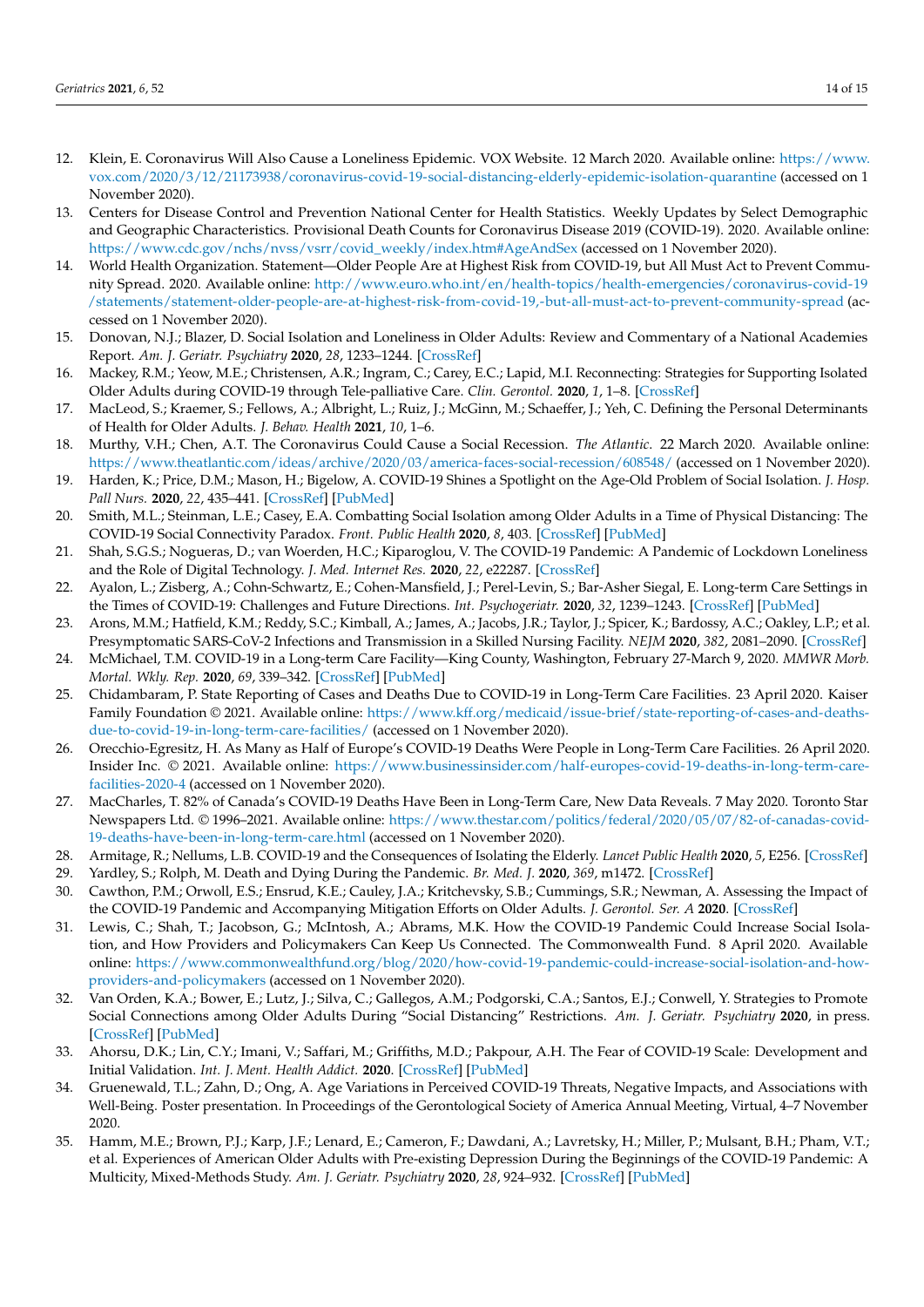12. Klein, E. Coronavirus Will Also Cause a Loneliness Epidemic. VOX Website. 12 March 2020. Available online: https://www.vox.com/2020/3/12/21173938/coronavirus-covid-19-social-distancing-elderly-epidemic-isolation-quarantine (accessed on 1 November 2020).
13. Centers for Disease Control and Prevention National Center for Health Statistics. Weekly Updates by Select Demographic and Geographic Characteristics. Provisional Death Counts for Coronavirus Disease 2019 (COVID-19). 2020. Available online: https://www.cdc.gov/nchs/nvss/vsrr/covid_weekly/index.htm#AgeAndSex (accessed on 1 November 2020).
14. World Health Organization. Statement—Older People Are at Highest Risk from COVID-19, but All Must Act to Prevent Community Spread. 2020. Available online: http://www.euro.who.int/en/health-topics/health-emergencies/coronavirus-covid-19/statements/statement-older-people-are-at-highest-risk-from-covid-19,-but-all-must-act-to-prevent-community-spread (accessed on 1 November 2020).
15. Donovan, N.J.; Blazer, D. Social Isolation and Loneliness in Older Adults: Review and Commentary of a National Academies Report. *Am. J. Geriatr. Psychiatry* **2020**, *28*, 1233–1244. [CrossRef]
16. Mackey, R.M.; Yeow, M.E.; Christensen, A.R.; Ingram, C.; Carey, E.C.; Lapid, M.I. Reconnecting: Strategies for Supporting Isolated Older Adults during COVID-19 through Tele-palliative Care. *Clin. Gerontol.* **2020**, *1*, 1–8. [CrossRef]
17. MacLeod, S.; Kraemer, S.; Fellows, A.; Albright, L.; Ruiz, J.; McGinn, M.; Schaeffer, J.; Yeh, C. Defining the Personal Determinants of Health for Older Adults. *J. Behav. Health* **2021**, *10*, 1–6.
18. Murthy, V.H.; Chen, A.T. The Coronavirus Could Cause a Social Recession. *The Atlantic*. 22 March 2020. Available online: https://www.theatlantic.com/ideas/archive/2020/03/america-faces-social-recession/608548/ (accessed on 1 November 2020).
19. Harden, K.; Price, D.M.; Mason, H.; Bigelow, A. COVID-19 Shines a Spotlight on the Age-Old Problem of Social Isolation. *J. Hosp. Pall Nurs.* **2020**, *22*, 435–441. [CrossRef] [PubMed]
20. Smith, M.L.; Steinman, L.E.; Casey, E.A. Combatting Social Isolation among Older Adults in a Time of Physical Distancing: The COVID-19 Social Connectivity Paradox. *Front. Public Health* **2020**, *8*, 403. [CrossRef] [PubMed]
21. Shah, S.G.S.; Nogueras, D.; van Woerden, H.C.; Kiparoglou, V. The COVID-19 Pandemic: A Pandemic of Lockdown Loneliness and the Role of Digital Technology. *J. Med. Internet Res.* **2020**, *22*, e22287. [CrossRef]
22. Ayalon, L.; Zisberg, A.; Cohn-Schwartz, E.; Cohen-Mansfield, J.; Perel-Levin, S.; Bar-Asher Siegal, E. Long-term Care Settings in the Times of COVID-19: Challenges and Future Directions. *Int. Psychogeriatr.* **2020**, *32*, 1239–1243. [CrossRef] [PubMed]
23. Arons, M.M.; Hatfield, K.M.; Reddy, S.C.; Kimball, A.; James, A.; Jacobs, J.R.; Taylor, J.; Spicer, K.; Bardossy, A.C.; Oakley, L.P.; et al. Presymptomatic SARS-CoV-2 Infections and Transmission in a Skilled Nursing Facility. *NEJM* **2020**, *382*, 2081–2090. [CrossRef]
24. McMichael, T.M. COVID-19 in a Long-term Care Facility—King County, Washington, February 27-March 9, 2020. *MMWR Morb. Mortal. Wkly. Rep.* **2020**, *69*, 339–342. [CrossRef] [PubMed]
25. Chidambaram, P. State Reporting of Cases and Deaths Due to COVID-19 in Long-Term Care Facilities. 23 April 2020. Kaiser Family Foundation © 2021. Available online: https://www.kff.org/medicaid/issue-brief/state-reporting-of-cases-and-deaths-due-to-covid-19-in-long-term-care-facilities/ (accessed on 1 November 2020).
26. Orecchio-Egresitz, H. As Many as Half of Europe's COVID-19 Deaths Were People in Long-Term Care Facilities. 26 April 2020. Insider Inc. © 2021. Available online: https://www.businessinsider.com/half-europes-covid-19-deaths-in-long-term-care-facilities-2020-4 (accessed on 1 November 2020).
27. MacCharles, T. 82% of Canada's COVID-19 Deaths Have Been in Long-Term Care, New Data Reveals. 7 May 2020. Toronto Star Newspapers Ltd. © 1996–2021. Available online: https://www.thestar.com/politics/federal/2020/05/07/82-of-canadas-covid-19-deaths-have-been-in-long-term-care.html (accessed on 1 November 2020).
28. Armitage, R.; Nellums, L.B. COVID-19 and the Consequences of Isolating the Elderly. *Lancet Public Health* **2020**, *5*, E256. [CrossRef]
29. Yardley, S.; Rolph, M. Death and Dying During the Pandemic. *Br. Med. J.* **2020**, *369*, m1472. [CrossRef]
30. Cawthon, P.M.; Orwoll, E.S.; Ensrud, K.E.; Cauley, J.A.; Kritchevsky, S.B.; Cummings, S.R.; Newman, A. Assessing the Impact of the COVID-19 Pandemic and Accompanying Mitigation Efforts on Older Adults. *J. Gerontol. Ser. A* **2020**. [CrossRef]
31. Lewis, C.; Shah, T.; Jacobson, G.; McIntosh, A.; Abrams, M.K. How the COVID-19 Pandemic Could Increase Social Isolation, and How Providers and Policymakers Can Keep Us Connected. The Commonwealth Fund. 8 April 2020. Available online: https://www.commonwealthfund.org/blog/2020/how-covid-19-pandemic-could-increase-social-isolation-and-how-providers-and-policymakers (accessed on 1 November 2020).
32. Van Orden, K.A.; Bower, E.; Lutz, J.; Silva, C.; Gallegos, A.M.; Podgorski, C.A.; Santos, E.J.; Conwell, Y. Strategies to Promote Social Connections among Older Adults During "Social Distancing" Restrictions. *Am. J. Geriatr. Psychiatry* **2020**, in press. [CrossRef] [PubMed]
33. Ahorsu, D.K.; Lin, C.Y.; Imani, V.; Saffari, M.; Griffiths, M.D.; Pakpour, A.H. The Fear of COVID-19 Scale: Development and Initial Validation. *Int. J. Ment. Health Addict.* **2020**. [CrossRef] [PubMed]
34. Gruenewald, T.L.; Zahn, D.; Ong, A. Age Variations in Perceived COVID-19 Threats, Negative Impacts, and Associations with Well-Being. Poster presentation. In Proceedings of the Gerontological Society of America Annual Meeting, Virtual, 4–7 November 2020.
35. Hamm, M.E.; Brown, P.J.; Karp, J.F.; Lenard, E.; Cameron, F.; Dawdani, A.; Lavretsky, H.; Miller, P.; Mulsant, B.H.; Pham, V.T.; et al. Experiences of American Older Adults with Pre-existing Depression During the Beginnings of the COVID-19 Pandemic: A Multicity, Mixed-Methods Study. *Am. J. Geriatr. Psychiatry* **2020**, *28*, 924–932. [CrossRef] [PubMed]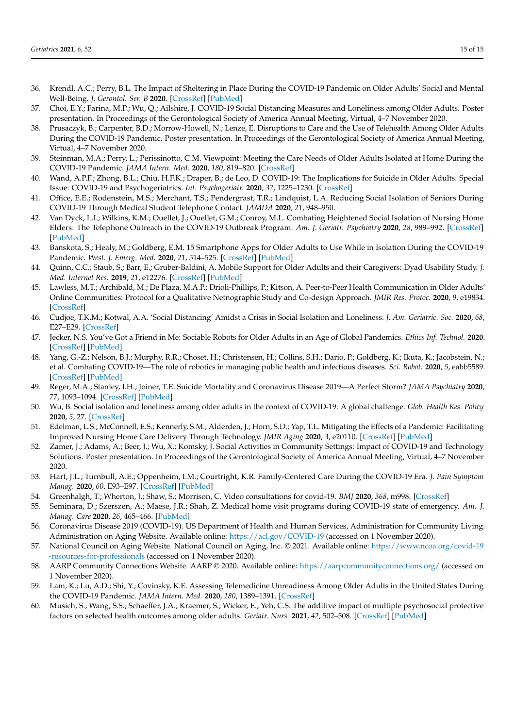36. Krendl, A.C.; Perry, B.L. The Impact of Sheltering in Place During the COVID-19 Pandemic on Older Adults' Social and Mental Well-Being. *J. Gerontol. Ser. B* **2020**. [CrossRef] [PubMed]
37. Choi, E.Y.; Farina, M.P.; Wu, Q.; Ailshire, J. COVID-19 Social Distancing Measures and Loneliness among Older Adults. Poster presentation. In Proceedings of the Gerontological Society of America Annual Meeting, Virtual, 4–7 November 2020.
38. Prusaczyk, B.; Carpenter, B.D.; Morrow-Howell, N.; Lenze, E. Disruptions to Care and the Use of Telehealth Among Older Adults During the COVID-19 Pandemic. Poster presentation. In Proceedings of the Gerontological Society of America Annual Meeting, Virtual, 4–7 November 2020.
39. Steinman, M.A.; Perry, L.; Perissinotto, C.M. Viewpoint: Meeting the Care Needs of Older Adults Isolated at Home During the COVID-19 Pandemic. *JAMA Intern. Med.* **2020**, *180*, 819–820. [CrossRef]
40. Wand, A.P.F.; Zhong, B.L.; Chiu, H.F.K.; Draper, B.; de Leo, D. COVID-19: The Implications for Suicide in Older Adults. Special Issue: COVID-19 and Psychogeriatrics. *Int. Psychogeriatr.* **2020**, *32*, 1225–1230. [CrossRef]
41. Office, E.E.; Rodenstein, M.S.; Merchant, T.S.; Pendergrast, T.R.; Lindquist, L.A. Reducing Social Isolation of Seniors During COVID-19 Through Medical Student Telephone Contact. *JAMDA* **2020**, *21*, 948–950.
42. Van Dyck, L.I.; Wilkins, K.M.; Ouellet, J.; Ouellet, G.M.; Conroy, M.L. Combating Heightened Social Isolation of Nursing Home Elders: The Telephone Outreach in the COVID-19 Outbreak Program. *Am. J. Geriatr. Psychiatry* **2020**, *28*, 989–992. [CrossRef] [PubMed]
43. Banskota, S.; Healy, M.; Goldberg, E.M. 15 Smartphone Apps for Older Adults to Use While in Isolation During the COVID-19 Pandemic. *West. J. Emerg. Med.* **2020**, *21*, 514–525. [CrossRef] [PubMed]
44. Quinn, C.C.; Staub, S.; Barr, E.; Gruber-Baldini, A. Mobile Support for Older Adults and their Caregivers: Dyad Usability Study. *J. Med. Internet Res.* **2019**, *21*, e12276. [CrossRef] [PubMed]
45. Lawless, M.T.; Archibald, M.; De Plaza, M.A.P.; Drioli-Phillips, P.; Kitson, A. Peer-to-Peer Health Communication in Older Adults' Online Communities: Protocol for a Qualitative Netnographic Study and Co-design Approach. *JMIR Res. Protoc.* **2020**, *9*, e19834. [CrossRef]
46. Cudjoe, T.K.M.; Kotwal, A.A. 'Social Distancing' Amidst a Crisis in Social Isolation and Loneliness. *J. Am. Geriatric. Soc.* **2020**, *68*, E27–E29. [CrossRef]
47. Jecker, N.S. You've Got a Friend in Me: Sociable Robots for Older Adults in an Age of Global Pandemics. *Ethics Inf. Technol.* **2020**. [CrossRef] [PubMed]
48. Yang, G.-Z.; Nelson, B.J.; Murphy, R.R.; Choset, H.; Christensen, H.; Collins, S.H.; Dario, P.; Goldberg, K.; Ikuta, K.; Jacobstein, N.; et al. Combating COVID-19—The role of robotics in managing public health and infectious diseases. *Sci. Robot.* **2020**, *5*, eabb5589. [CrossRef] [PubMed]
49. Reger, M.A.; Stanley, I.H.; Joiner, T.E. Suicide Mortality and Coronavirus Disease 2019—A Perfect Storm? *JAMA Psychiatry* **2020**, *77*, 1093–1094. [CrossRef] [PubMed]
50. Wu, B. Social isolation and loneliness among older adults in the context of COVID-19: A global challenge. *Glob. Health Res. Policy* **2020**, *5*, 27. [CrossRef]
51. Edelman, L.S.; McConnell, E.S.; Kennerly, S.M.; Alderden, J.; Horn, S.D.; Yap, T.L. Mitigating the Effects of a Pandemic: Facilitating Improved Nursing Home Care Delivery Through Technology. *JMIR Aging* **2020**, *3*, e20110. [CrossRef] [PubMed]
52. Zamer, J.; Adams, A.; Beer, J.; Wu, X.; Komsky, J. Social Activities in Community Settings: Impact of COVID-19 and Technology Solutions. Poster presentation. In Proceedings of the Gerontological Society of America Annual Meeting, Virtual, 4–7 November 2020.
53. Hart, J.L.; Turnbull, A.E.; Oppenheim, I.M.; Courtright, K.R. Family-Centered Care During the COVID-19 Era. *J. Pain Symptom Manag.* **2020**, *60*, E93–E97. [CrossRef] [PubMed]
54. Greenhalgh, T.; Wherton, J.; Shaw, S.; Morrison, C. Video consultations for covid-19. *BMJ* **2020**, *368*, m998. [CrossRef]
55. Seminara, D.; Szerszen, A.; Maese, J.R.; Shah, Z. Medical home visit programs during COVID-19 state of emergency. *Am. J. Manag. Care* **2020**, *26*, 465–466. [PubMed]
56. Coronavirus Disease 2019 (COVID-19). US Department of Health and Human Services, Administration for Community Living. Administration on Aging Website. Available online: https://acl.gov/COVID-19 (accessed on 1 November 2020).
57. National Council on Aging Website. National Council on Aging, Inc. © 2021. Available online: https://www.ncoa.org/covid-19-resources-for-professionals (accessed on 1 November 2020).
58. AARP Community Connections Website. AARP © 2020. Available online: https://aarpcommunityconnections.org/ (accessed on 1 November 2020).
59. Lam, K.; Lu, A.D.; Shi, Y.; Covinsky, K.E. Assessing Telemedicine Unreadiness Among Older Adults in the United States During the COVID-19 Pandemic. *JAMA Intern. Med.* **2020**, *180*, 1389–1391. [CrossRef]
60. Musich, S.; Wang, S.S.; Schaeffer, J.A.; Kraemer, S.; Wicker, E.; Yeh, C.S. The additive impact of multiple psychosocial protective factors on selected health outcomes among older adults. *Geriatr. Nurs.* **2021**, *42*, 502–508. [CrossRef] [PubMed]